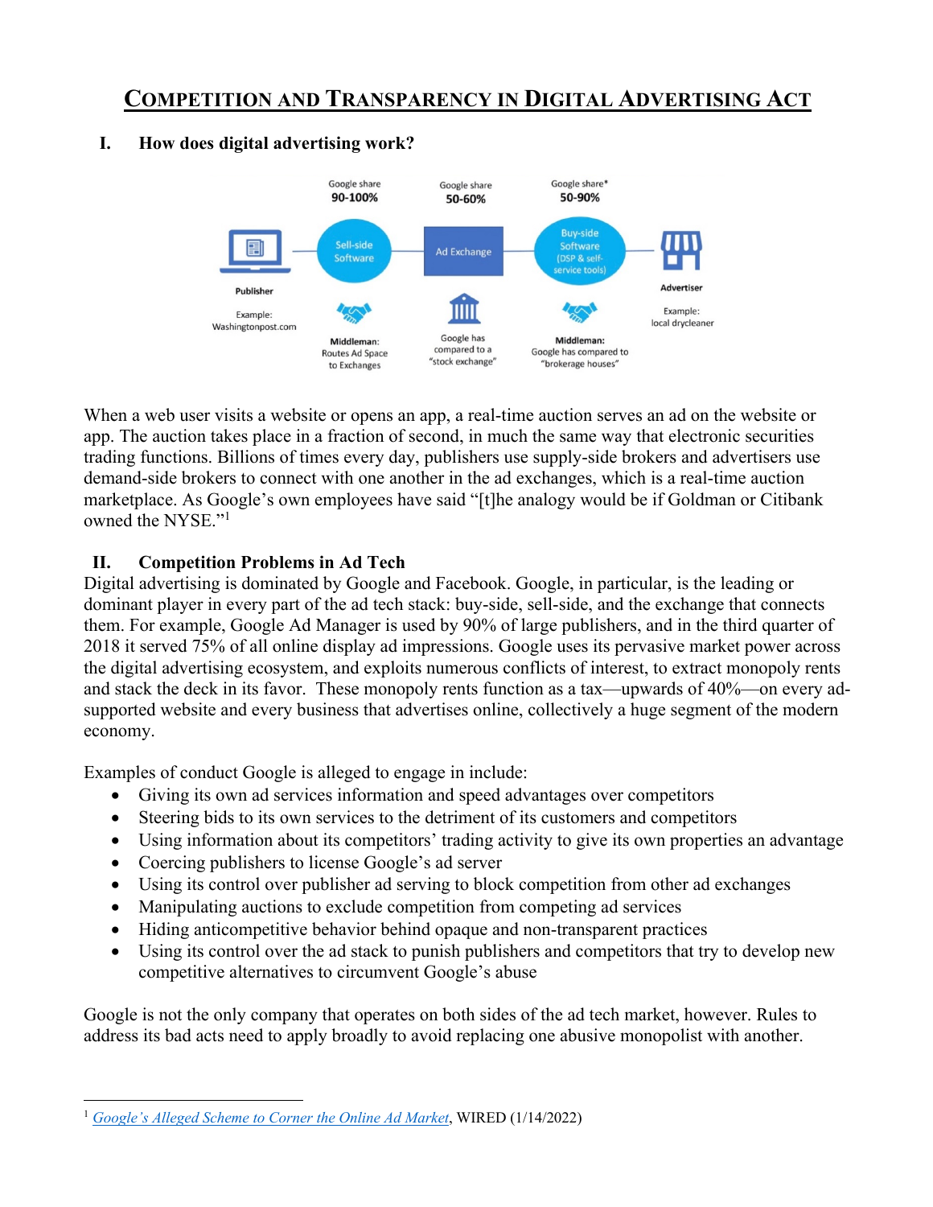# COMPETITION AND TRANSPARENCY IN DIGITAL ADVERTISING ACT

## I. How does digital advertising work?

| Publisher | Sell-side Software | Ad Exchange | Buy-side Software (DSP & self-service tools) | Advertiser |
|---|---|---|---|---|
| | Google share 90-100% | Google share 50-60% | Google share* 50-90% | |
| Example: Washingtonpost.com | Middleman: Routes Ad Space to Exchanges | Google has compared to a "stock exchange" | Middleman: Google has compared to "brokerage houses" | Example: local drycleaner |

When a web user visits a website or opens an app, a real-time auction serves an ad on the website or app. The auction takes place in a fraction of second, in much the same way that electronic securities trading functions. Billions of times every day, publishers use supply-side brokers and advertisers use demand-side brokers to connect with one another in the ad exchanges, which is a real-time auction marketplace. As Google's own employees have said "[t]he analogy would be if Goldman or Citibank owned the NYSE."[1]

## II. Competition Problems in Ad Tech

Digital advertising is dominated by Google and Facebook. Google, in particular, is the leading or dominant player in every part of the ad tech stack: buy-side, sell-side, and the exchange that connects them. For example, Google Ad Manager is used by 90% of large publishers, and in the third quarter of 2018 it served 75% of all online display ad impressions. Google uses its pervasive market power across the digital advertising ecosystem, and exploits numerous conflicts of interest, to extract monopoly rents and stack the deck in its favor. These monopoly rents function as a tax—upwards of 40%—on every ad-supported website and every business that advertises online, collectively a huge segment of the modern economy.

Examples of conduct Google is alleged to engage in include:

- Giving its own ad services information and speed advantages over competitors
- Steering bids to its own services to the detriment of its customers and competitors
- Using information about its competitors' trading activity to give its own properties an advantage
- Coercing publishers to license Google's ad server
- Using its control over publisher ad serving to block competition from other ad exchanges
- Manipulating auctions to exclude competition from competing ad services
- Hiding anticompetitive behavior behind opaque and non-transparent practices
- Using its control over the ad stack to punish publishers and competitors that try to develop new competitive alternatives to circumvent Google's abuse

Google is not the only company that operates on both sides of the ad tech market, however. Rules to address its bad acts need to apply broadly to avoid replacing one abusive monopolist with another.

---

[1] *Google's Alleged Scheme to Corner the Online Ad Market*, WIRED (1/14/2022)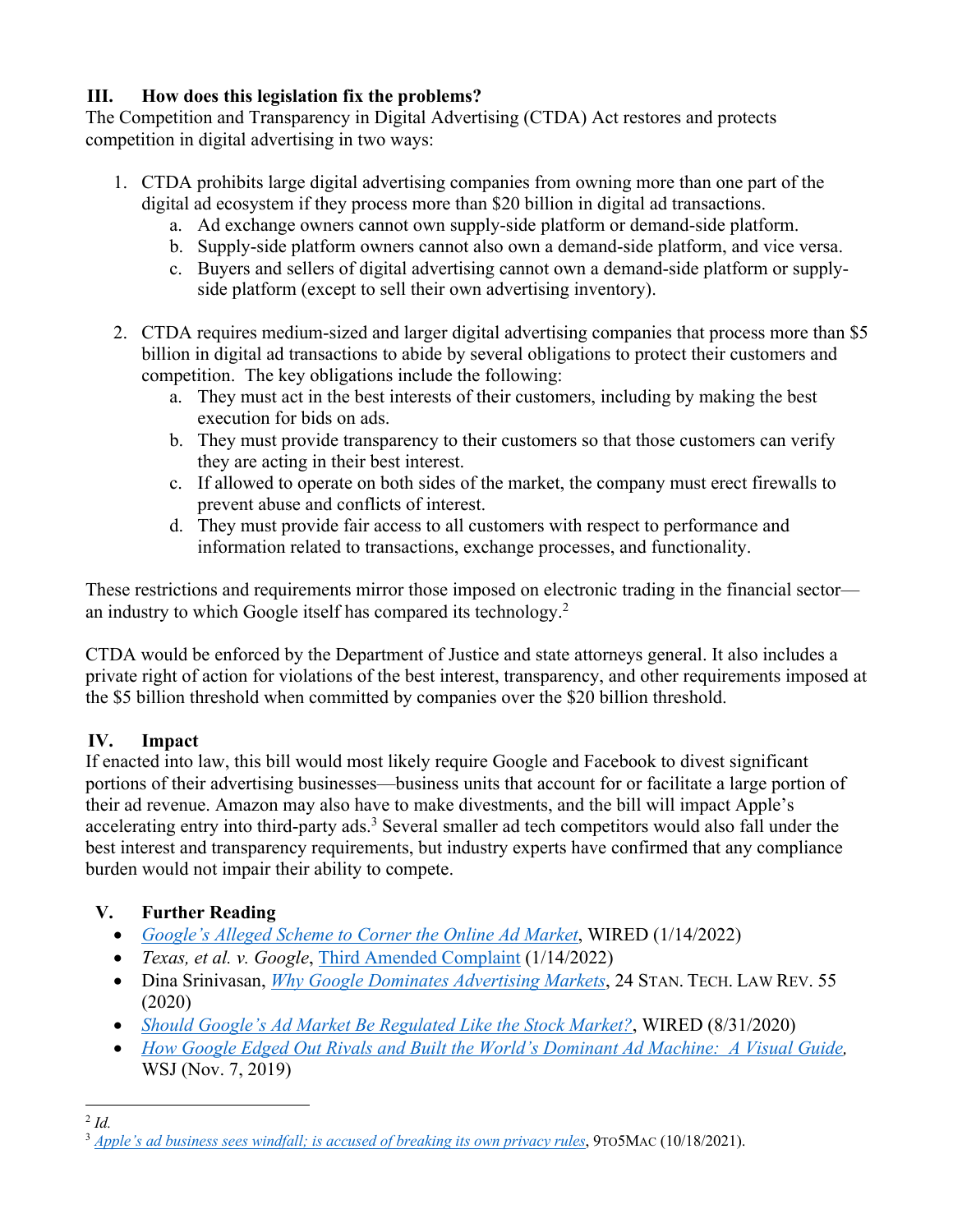## III. How does this legislation fix the problems?

The Competition and Transparency in Digital Advertising (CTDA) Act restores and protects competition in digital advertising in two ways:

1. CTDA prohibits large digital advertising companies from owning more than one part of the digital ad ecosystem if they process more than $20 billion in digital ad transactions.
   a. Ad exchange owners cannot own supply-side platform or demand-side platform.
   b. Supply-side platform owners cannot also own a demand-side platform, and vice versa.
   c. Buyers and sellers of digital advertising cannot own a demand-side platform or supply-side platform (except to sell their own advertising inventory).

2. CTDA requires medium-sized and larger digital advertising companies that process more than $5 billion in digital ad transactions to abide by several obligations to protect their customers and competition. The key obligations include the following:
   a. They must act in the best interests of their customers, including by making the best execution for bids on ads.
   b. They must provide transparency to their customers so that those customers can verify they are acting in their best interest.
   c. If allowed to operate on both sides of the market, the company must erect firewalls to prevent abuse and conflicts of interest.
   d. They must provide fair access to all customers with respect to performance and information related to transactions, exchange processes, and functionality.

These restrictions and requirements mirror those imposed on electronic trading in the financial sector—an industry to which Google itself has compared its technology.[2]

CTDA would be enforced by the Department of Justice and state attorneys general. It also includes a private right of action for violations of the best interest, transparency, and other requirements imposed at the $5 billion threshold when committed by companies over the $20 billion threshold.

## IV. Impact

If enacted into law, this bill would most likely require Google and Facebook to divest significant portions of their advertising businesses—business units that account for or facilitate a large portion of their ad revenue. Amazon may also have to make divestments, and the bill will impact Apple's accelerating entry into third-party ads.[3] Several smaller ad tech competitors would also fall under the best interest and transparency requirements, but industry experts have confirmed that any compliance burden would not impair their ability to compete.

## V. Further Reading

- *Google's Alleged Scheme to Corner the Online Ad Market*, WIRED (1/14/2022)
- *Texas, et al. v. Google*, Third Amended Complaint (1/14/2022)
- Dina Srinivasan, *Why Google Dominates Advertising Markets*, 24 STAN. TECH. LAW REV. 55 (2020)
- *Should Google's Ad Market Be Regulated Like the Stock Market?*, WIRED (8/31/2020)
- *How Google Edged Out Rivals and Built the World's Dominant Ad Machine: A Visual Guide*, WSJ (Nov. 7, 2019)

---

[2] *Id.*

[3] *Apple's ad business sees windfall; is accused of breaking its own privacy rules*, 9TO5MAC (10/18/2021).